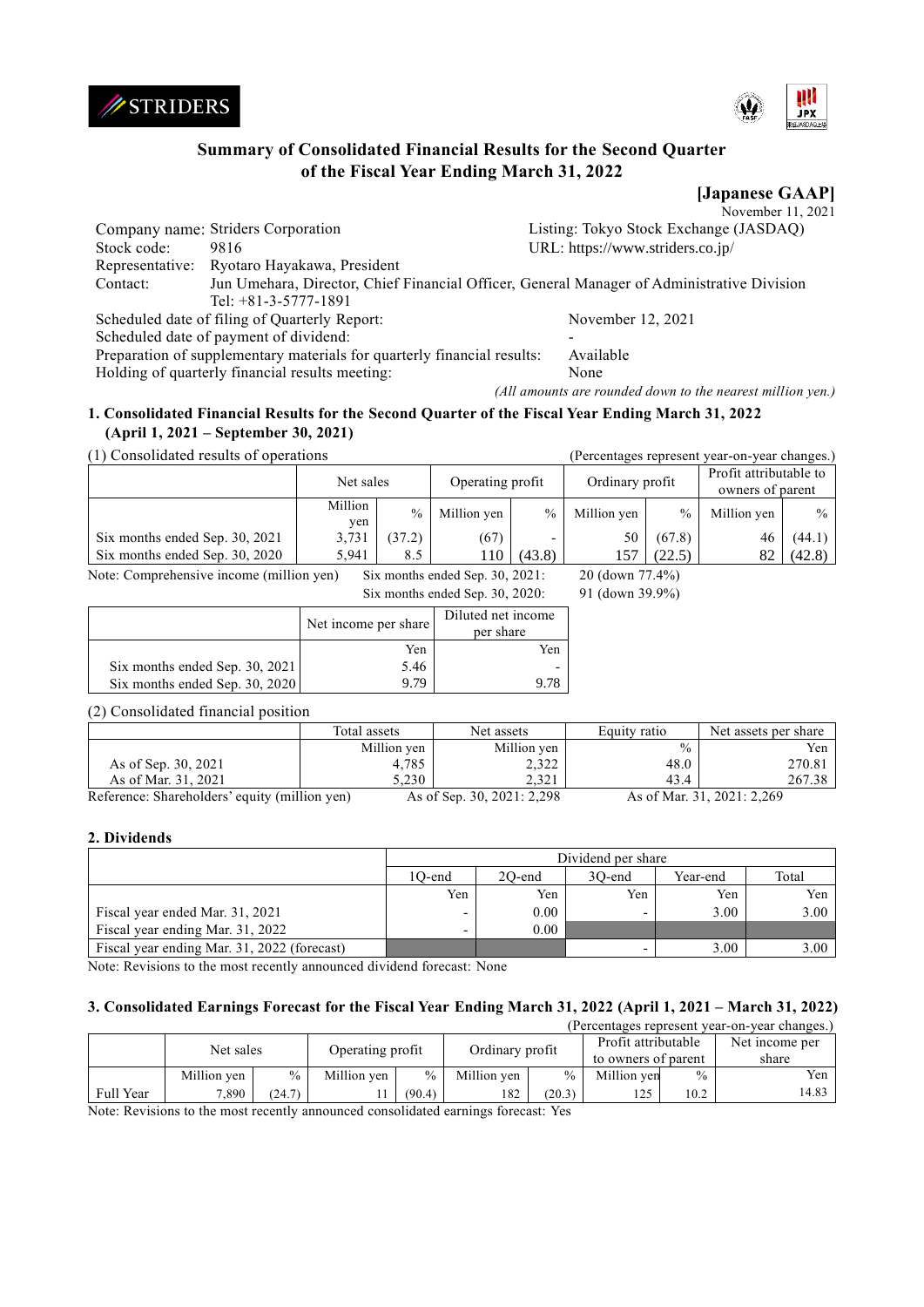# Summary of Consolidated Financial Results for the Second Quarter of the Fiscal Year Ending March 31, 2022

**[Japanese GAAP]**

November 11, 2021

Company name: Striders Corporation
Listing: Tokyo Stock Exchange (JASDAQ)
Stock code: 9816
URL: https://www.striders.co.jp/
Representative: Ryotaro Hayakawa, President
Contact: Jun Umehara, Director, Chief Financial Officer, General Manager of Administrative Division
Tel: +81-3-5777-1891

Scheduled date of filing of Quarterly Report: November 12, 2021
Scheduled date of payment of dividend: -
Preparation of supplementary materials for quarterly financial results: Available
Holding of quarterly financial results meeting: None

*(All amounts are rounded down to the nearest million yen.)*

## 1. Consolidated Financial Results for the Second Quarter of the Fiscal Year Ending March 31, 2022 (April 1, 2021 – September 30, 2021)

(1) Consolidated results of operations (Percentages represent year-on-year changes.)

| | Net sales | | Operating profit | | Ordinary profit | | Profit attributable to owners of parent | |
|---|---|---|---|---|---|---|---|---|
| | Million yen | % | Million yen | % | Million yen | % | Million yen | % |
| Six months ended Sep. 30, 2021 | 3,731 | (37.2) | (67) | - | 50 | (67.8) | 46 | (44.1) |
| Six months ended Sep. 30, 2020 | 5,941 | 8.5 | 110 | (43.8) | 157 | (22.5) | 82 | (42.8) |

Note: Comprehensive income (million yen)
Six months ended Sep. 30, 2021: 20 (down 77.4%)
Six months ended Sep. 30, 2020: 91 (down 39.9%)

| | Net income per share | Diluted net income per share |
|---|---|---|
| | Yen | Yen |
| Six months ended Sep. 30, 2021 | 5.46 | - |
| Six months ended Sep. 30, 2020 | 9.79 | 9.78 |

(2) Consolidated financial position

| | Total assets | Net assets | Equity ratio | Net assets per share |
|---|---|---|---|---|
| | Million yen | Million yen | % | Yen |
| As of Sep. 30, 2021 | 4,785 | 2,322 | 48.0 | 270.81 |
| As of Mar. 31, 2021 | 5,230 | 2,321 | 43.4 | 267.38 |

Reference: Shareholders' equity (million yen) As of Sep. 30, 2021: 2,298 As of Mar. 31, 2021: 2,269

## 2. Dividends

| | Dividend per share | | | | |
|---|---|---|---|---|---|
| | 1Q-end | 2Q-end | 3Q-end | Year-end | Total |
| | Yen | Yen | Yen | Yen | Yen |
| Fiscal year ended Mar. 31, 2021 | - | 0.00 | - | 3.00 | 3.00 |
| Fiscal year ending Mar. 31, 2022 | - | 0.00 | | | |
| Fiscal year ending Mar. 31, 2022 (forecast) | | | - | 3.00 | 3.00 |

Note: Revisions to the most recently announced dividend forecast: None

## 3. Consolidated Earnings Forecast for the Fiscal Year Ending March 31, 2022 (April 1, 2021 – March 31, 2022)

(Percentages represent year-on-year changes.)

| | Net sales | | Operating profit | | Ordinary profit | | Profit attributable to owners of parent | | Net income per share |
|---|---|---|---|---|---|---|---|---|---|
| | Million yen | % | Million yen | % | Million yen | % | Million yen | % | Yen |
| Full Year | 7,890 | (24.7) | 11 | (90.4) | 182 | (20.3) | 125 | 10.2 | 14.83 |

Note: Revisions to the most recently announced consolidated earnings forecast: Yes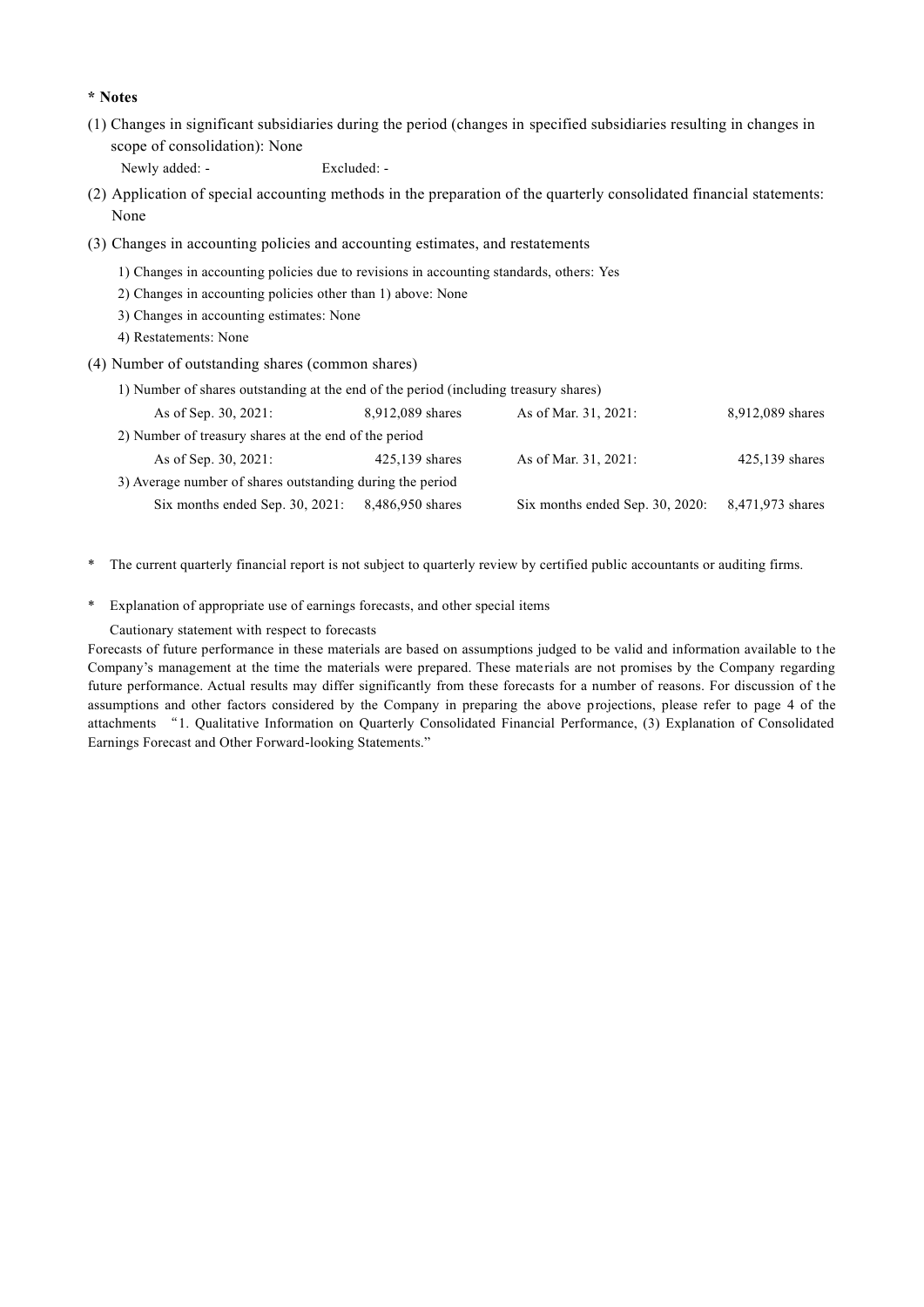**\* Notes**

(1) Changes in significant subsidiaries during the period (changes in specified subsidiaries resulting in changes in scope of consolidation): None

Newly added: - Excluded: -

(2) Application of special accounting methods in the preparation of the quarterly consolidated financial statements: None

(3) Changes in accounting policies and accounting estimates, and restatements

1) Changes in accounting policies due to revisions in accounting standards, others: Yes

2) Changes in accounting policies other than 1) above: None

3) Changes in accounting estimates: None

4) Restatements: None

(4) Number of outstanding shares (common shares)

1) Number of shares outstanding at the end of the period (including treasury shares)

| | | | |
|---|---|---|---|
| As of Sep. 30, 2021: | 8,912,089 shares | As of Mar. 31, 2021: | 8,912,089 shares |

2) Number of treasury shares at the end of the period

| | | | |
|---|---|---|---|
| As of Sep. 30, 2021: | 425,139 shares | As of Mar. 31, 2021: | 425,139 shares |

3) Average number of shares outstanding during the period

| | | | |
|---|---|---|---|
| Six months ended Sep. 30, 2021: | 8,486,950 shares | Six months ended Sep. 30, 2020: | 8,471,973 shares |

\* The current quarterly financial report is not subject to quarterly review by certified public accountants or auditing firms.

\* Explanation of appropriate use of earnings forecasts, and other special items

Cautionary statement with respect to forecasts

Forecasts of future performance in these materials are based on assumptions judged to be valid and information available to the Company's management at the time the materials were prepared. These materials are not promises by the Company regarding future performance. Actual results may differ significantly from these forecasts for a number of reasons. For discussion of the assumptions and other factors considered by the Company in preparing the above projections, please refer to page 4 of the attachments "1. Qualitative Information on Quarterly Consolidated Financial Performance, (3) Explanation of Consolidated Earnings Forecast and Other Forward-looking Statements."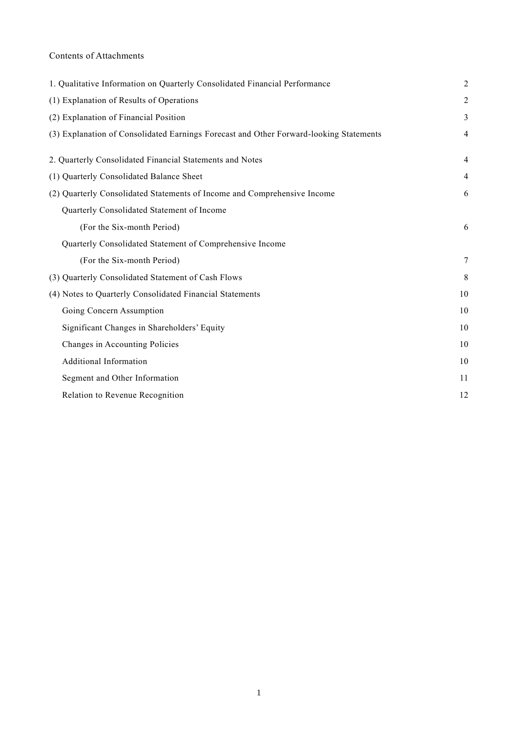Contents of Attachments

| | |
|---|---|
| 1. Qualitative Information on Quarterly Consolidated Financial Performance | 2 |
| (1) Explanation of Results of Operations | 2 |
| (2) Explanation of Financial Position | 3 |
| (3) Explanation of Consolidated Earnings Forecast and Other Forward-looking Statements | 4 |
| 2. Quarterly Consolidated Financial Statements and Notes | 4 |
| (1) Quarterly Consolidated Balance Sheet | 4 |
| (2) Quarterly Consolidated Statements of Income and Comprehensive Income | 6 |
| Quarterly Consolidated Statement of Income | |
| (For the Six-month Period) | 6 |
| Quarterly Consolidated Statement of Comprehensive Income | |
| (For the Six-month Period) | 7 |
| (3) Quarterly Consolidated Statement of Cash Flows | 8 |
| (4) Notes to Quarterly Consolidated Financial Statements | 10 |
| Going Concern Assumption | 10 |
| Significant Changes in Shareholders' Equity | 10 |
| Changes in Accounting Policies | 10 |
| Additional Information | 10 |
| Segment and Other Information | 11 |
| Relation to Revenue Recognition | 12 |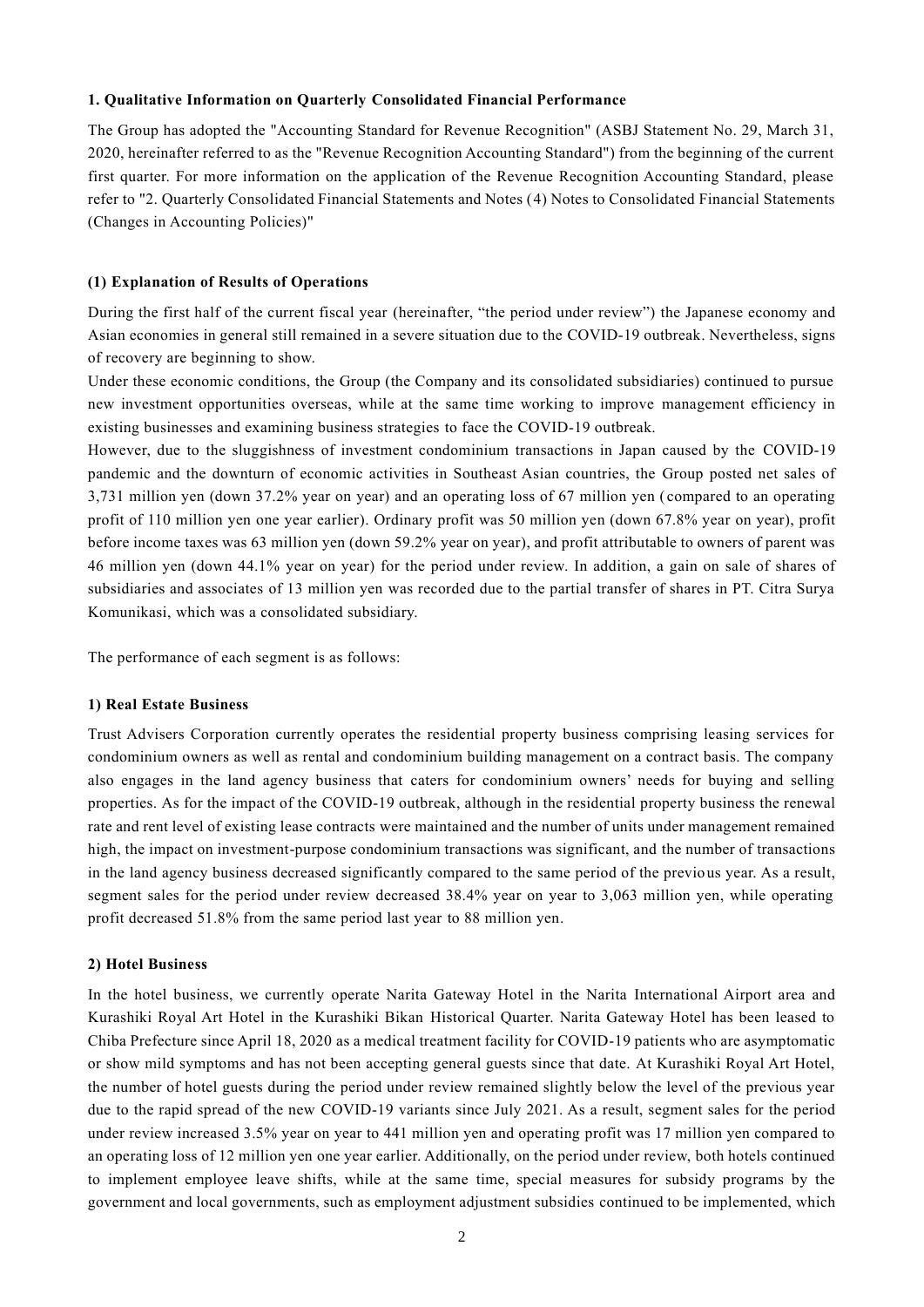**1. Qualitative Information on Quarterly Consolidated Financial Performance**

The Group has adopted the "Accounting Standard for Revenue Recognition" (ASBJ Statement No. 29, March 31, 2020, hereinafter referred to as the "Revenue Recognition Accounting Standard") from the beginning of the current first quarter. For more information on the application of the Revenue Recognition Accounting Standard, please refer to "2. Quarterly Consolidated Financial Statements and Notes (4) Notes to Consolidated Financial Statements (Changes in Accounting Policies)"

**(1) Explanation of Results of Operations**

During the first half of the current fiscal year (hereinafter, "the period under review") the Japanese economy and Asian economies in general still remained in a severe situation due to the COVID-19 outbreak. Nevertheless, signs of recovery are beginning to show.

Under these economic conditions, the Group (the Company and its consolidated subsidiaries) continued to pursue new investment opportunities overseas, while at the same time working to improve management efficiency in existing businesses and examining business strategies to face the COVID-19 outbreak.

However, due to the sluggishness of investment condominium transactions in Japan caused by the COVID-19 pandemic and the downturn of economic activities in Southeast Asian countries, the Group posted net sales of 3,731 million yen (down 37.2% year on year) and an operating loss of 67 million yen (compared to an operating profit of 110 million yen one year earlier). Ordinary profit was 50 million yen (down 67.8% year on year), profit before income taxes was 63 million yen (down 59.2% year on year), and profit attributable to owners of parent was 46 million yen (down 44.1% year on year) for the period under review. In addition, a gain on sale of shares of subsidiaries and associates of 13 million yen was recorded due to the partial transfer of shares in PT. Citra Surya Komunikasi, which was a consolidated subsidiary.

The performance of each segment is as follows:

**1) Real Estate Business**

Trust Advisers Corporation currently operates the residential property business comprising leasing services for condominium owners as well as rental and condominium building management on a contract basis. The company also engages in the land agency business that caters for condominium owners' needs for buying and selling properties. As for the impact of the COVID-19 outbreak, although in the residential property business the renewal rate and rent level of existing lease contracts were maintained and the number of units under management remained high, the impact on investment-purpose condominium transactions was significant, and the number of transactions in the land agency business decreased significantly compared to the same period of the previous year. As a result, segment sales for the period under review decreased 38.4% year on year to 3,063 million yen, while operating profit decreased 51.8% from the same period last year to 88 million yen.

**2) Hotel Business**

In the hotel business, we currently operate Narita Gateway Hotel in the Narita International Airport area and Kurashiki Royal Art Hotel in the Kurashiki Bikan Historical Quarter. Narita Gateway Hotel has been leased to Chiba Prefecture since April 18, 2020 as a medical treatment facility for COVID-19 patients who are asymptomatic or show mild symptoms and has not been accepting general guests since that date. At Kurashiki Royal Art Hotel, the number of hotel guests during the period under review remained slightly below the level of the previous year due to the rapid spread of the new COVID-19 variants since July 2021. As a result, segment sales for the period under review increased 3.5% year on year to 441 million yen and operating profit was 17 million yen compared to an operating loss of 12 million yen one year earlier. Additionally, on the period under review, both hotels continued to implement employee leave shifts, while at the same time, special measures for subsidy programs by the government and local governments, such as employment adjustment subsidies continued to be implemented, which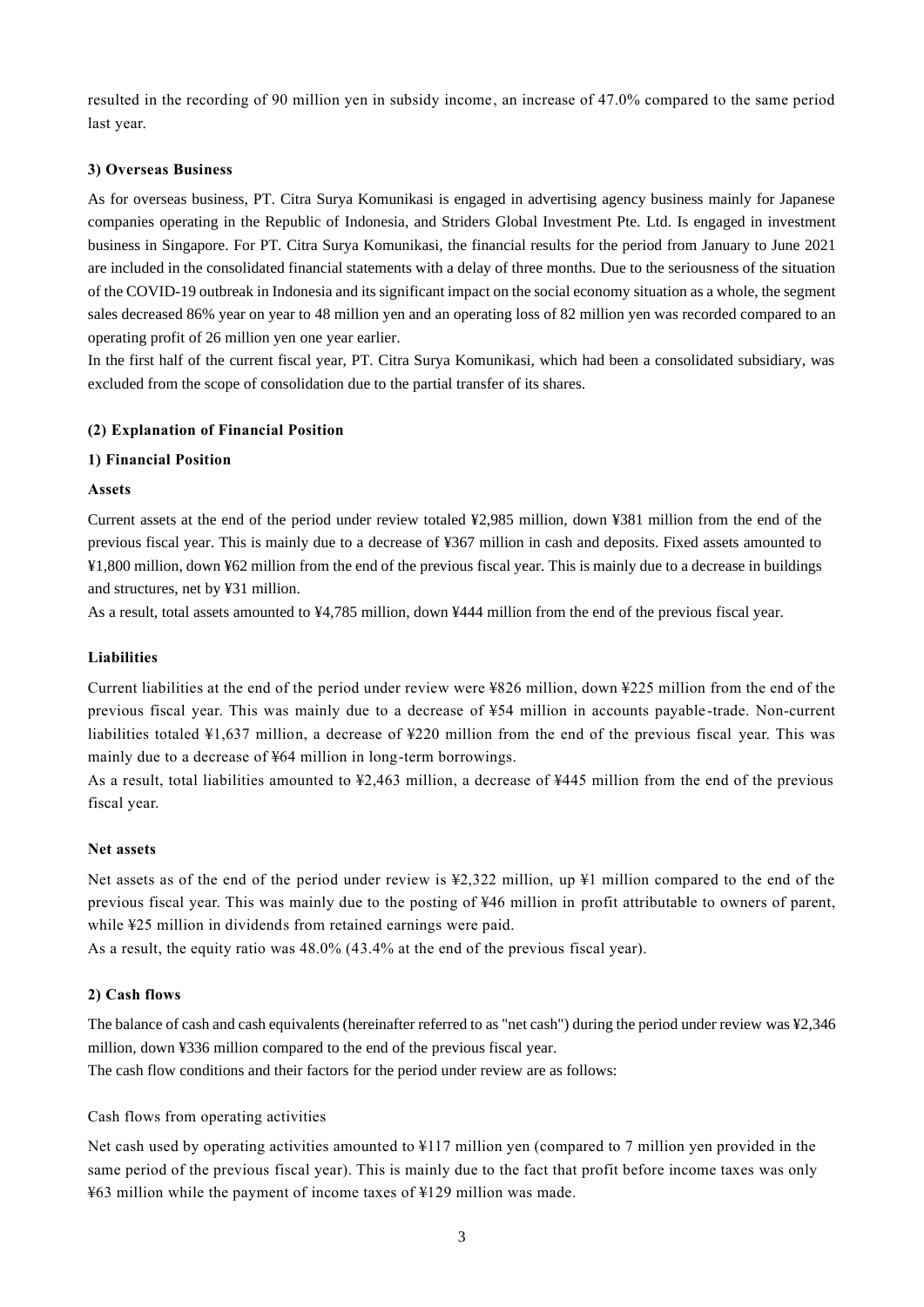resulted in the recording of 90 million yen in subsidy income, an increase of 47.0% compared to the same period last year.

### 3) Overseas Business

As for overseas business, PT. Citra Surya Komunikasi is engaged in advertising agency business mainly for Japanese companies operating in the Republic of Indonesia, and Striders Global Investment Pte. Ltd. Is engaged in investment business in Singapore. For PT. Citra Surya Komunikasi, the financial results for the period from January to June 2021 are included in the consolidated financial statements with a delay of three months. Due to the seriousness of the situation of the COVID-19 outbreak in Indonesia and its significant impact on the social economy situation as a whole, the segment sales decreased 86% year on year to 48 million yen and an operating loss of 82 million yen was recorded compared to an operating profit of 26 million yen one year earlier.

In the first half of the current fiscal year, PT. Citra Surya Komunikasi, which had been a consolidated subsidiary, was excluded from the scope of consolidation due to the partial transfer of its shares.

## (2) Explanation of Financial Position

### 1) Financial Position

#### Assets

Current assets at the end of the period under review totaled ¥2,985 million, down ¥381 million from the end of the previous fiscal year. This is mainly due to a decrease of ¥367 million in cash and deposits. Fixed assets amounted to ¥1,800 million, down ¥62 million from the end of the previous fiscal year. This is mainly due to a decrease in buildings and structures, net by ¥31 million.

As a result, total assets amounted to ¥4,785 million, down ¥444 million from the end of the previous fiscal year.

#### Liabilities

Current liabilities at the end of the period under review were ¥826 million, down ¥225 million from the end of the previous fiscal year. This was mainly due to a decrease of ¥54 million in accounts payable-trade. Non-current liabilities totaled ¥1,637 million, a decrease of ¥220 million from the end of the previous fiscal year. This was mainly due to a decrease of ¥64 million in long-term borrowings.

As a result, total liabilities amounted to ¥2,463 million, a decrease of ¥445 million from the end of the previous fiscal year.

#### Net assets

Net assets as of the end of the period under review is ¥2,322 million, up ¥1 million compared to the end of the previous fiscal year. This was mainly due to the posting of ¥46 million in profit attributable to owners of parent, while ¥25 million in dividends from retained earnings were paid.

As a result, the equity ratio was 48.0% (43.4% at the end of the previous fiscal year).

### 2) Cash flows

The balance of cash and cash equivalents (hereinafter referred to as "net cash") during the period under review was ¥2,346 million, down ¥336 million compared to the end of the previous fiscal year.

The cash flow conditions and their factors for the period under review are as follows:

Cash flows from operating activities

Net cash used by operating activities amounted to ¥117 million yen (compared to 7 million yen provided in the same period of the previous fiscal year). This is mainly due to the fact that profit before income taxes was only ¥63 million while the payment of income taxes of ¥129 million was made.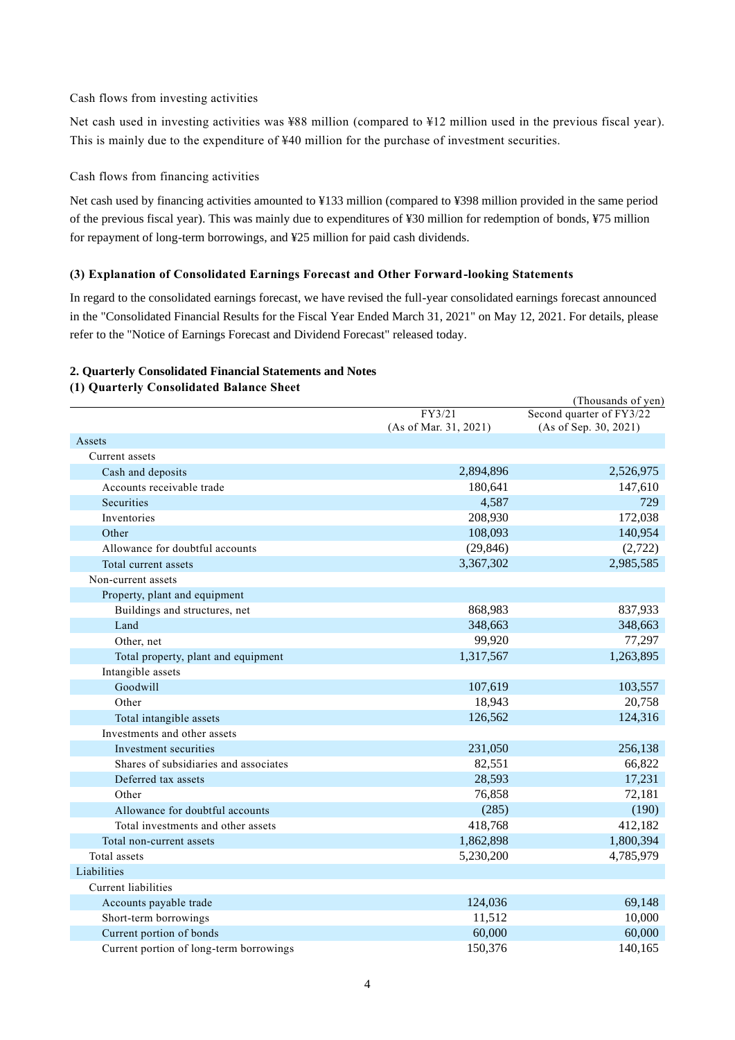Cash flows from investing activities

Net cash used in investing activities was ¥88 million (compared to ¥12 million used in the previous fiscal year). This is mainly due to the expenditure of ¥40 million for the purchase of investment securities.

Cash flows from financing activities

Net cash used by financing activities amounted to ¥133 million (compared to ¥398 million provided in the same period of the previous fiscal year). This was mainly due to expenditures of ¥30 million for redemption of bonds, ¥75 million for repayment of long-term borrowings, and ¥25 million for paid cash dividends.

### (3) Explanation of Consolidated Earnings Forecast and Other Forward-looking Statements

In regard to the consolidated earnings forecast, we have revised the full-year consolidated earnings forecast announced in the "Consolidated Financial Results for the Fiscal Year Ended March 31, 2021" on May 12, 2021. For details, please refer to the "Notice of Earnings Forecast and Dividend Forecast" released today.

## 2. Quarterly Consolidated Financial Statements and Notes

### (1) Quarterly Consolidated Balance Sheet

(Thousands of yen)

| | FY3/21 (As of Mar. 31, 2021) | Second quarter of FY3/22 (As of Sep. 30, 2021) |
|---|---|---|
| Assets | | |
| Current assets | | |
| Cash and deposits | 2,894,896 | 2,526,975 |
| Accounts receivable trade | 180,641 | 147,610 |
| Securities | 4,587 | 729 |
| Inventories | 208,930 | 172,038 |
| Other | 108,093 | 140,954 |
| Allowance for doubtful accounts | (29,846) | (2,722) |
| Total current assets | 3,367,302 | 2,985,585 |
| Non-current assets | | |
| Property, plant and equipment | | |
| Buildings and structures, net | 868,983 | 837,933 |
| Land | 348,663 | 348,663 |
| Other, net | 99,920 | 77,297 |
| Total property, plant and equipment | 1,317,567 | 1,263,895 |
| Intangible assets | | |
| Goodwill | 107,619 | 103,557 |
| Other | 18,943 | 20,758 |
| Total intangible assets | 126,562 | 124,316 |
| Investments and other assets | | |
| Investment securities | 231,050 | 256,138 |
| Shares of subsidiaries and associates | 82,551 | 66,822 |
| Deferred tax assets | 28,593 | 17,231 |
| Other | 76,858 | 72,181 |
| Allowance for doubtful accounts | (285) | (190) |
| Total investments and other assets | 418,768 | 412,182 |
| Total non-current assets | 1,862,898 | 1,800,394 |
| Total assets | 5,230,200 | 4,785,979 |
| Liabilities | | |
| Current liabilities | | |
| Accounts payable trade | 124,036 | 69,148 |
| Short-term borrowings | 11,512 | 10,000 |
| Current portion of bonds | 60,000 | 60,000 |
| Current portion of long-term borrowings | 150,376 | 140,165 |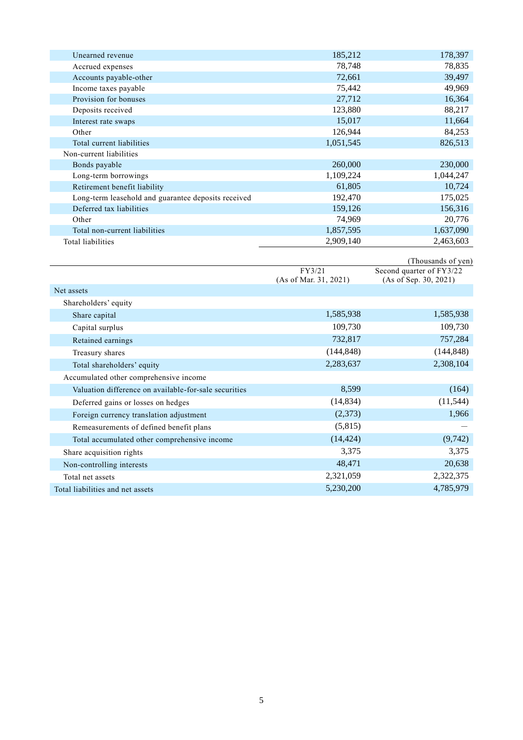| | | |
|---|---|---|
| Unearned revenue | 185,212 | 178,397 |
| Accrued expenses | 78,748 | 78,835 |
| Accounts payable-other | 72,661 | 39,497 |
| Income taxes payable | 75,442 | 49,969 |
| Provision for bonuses | 27,712 | 16,364 |
| Deposits received | 123,880 | 88,217 |
| Interest rate swaps | 15,017 | 11,664 |
| Other | 126,944 | 84,253 |
| Total current liabilities | 1,051,545 | 826,513 |
| Non-current liabilities | | |
| Bonds payable | 260,000 | 230,000 |
| Long-term borrowings | 1,109,224 | 1,044,247 |
| Retirement benefit liability | 61,805 | 10,724 |
| Long-term leasehold and guarantee deposits received | 192,470 | 175,025 |
| Deferred tax liabilities | 159,126 | 156,316 |
| Other | 74,969 | 20,776 |
| Total non-current liabilities | 1,857,595 | 1,637,090 |
| Total liabilities | 2,909,140 | 2,463,603 |

(Thousands of yen)

| | FY3/21 (As of Mar. 31, 2021) | Second quarter of FY3/22 (As of Sep. 30, 2021) |
|---|---|---|
| Net assets | | |
| Shareholders' equity | | |
| Share capital | 1,585,938 | 1,585,938 |
| Capital surplus | 109,730 | 109,730 |
| Retained earnings | 732,817 | 757,284 |
| Treasury shares | (144,848) | (144,848) |
| Total shareholders' equity | 2,283,637 | 2,308,104 |
| Accumulated other comprehensive income | | |
| Valuation difference on available-for-sale securities | 8,599 | (164) |
| Deferred gains or losses on hedges | (14,834) | (11,544) |
| Foreign currency translation adjustment | (2,373) | 1,966 |
| Remeasurements of defined benefit plans | (5,815) | — |
| Total accumulated other comprehensive income | (14,424) | (9,742) |
| Share acquisition rights | 3,375 | 3,375 |
| Non-controlling interests | 48,471 | 20,638 |
| Total net assets | 2,321,059 | 2,322,375 |
| Total liabilities and net assets | 5,230,200 | 4,785,979 |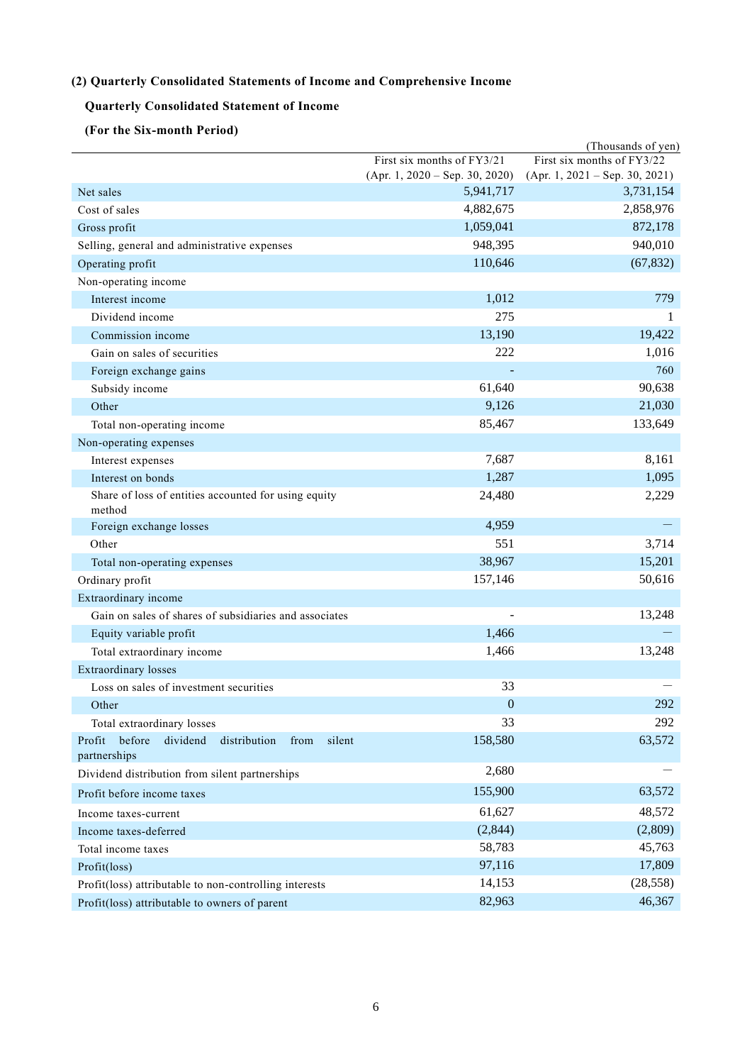**(2) Quarterly Consolidated Statements of Income and Comprehensive Income**

**Quarterly Consolidated Statement of Income**

**(For the Six-month Period)**

(Thousands of yen)

| | First six months of FY3/21 (Apr. 1, 2020 – Sep. 30, 2020) | First six months of FY3/22 (Apr. 1, 2021 – Sep. 30, 2021) |
|---|---|---|
| Net sales | 5,941,717 | 3,731,154 |
| Cost of sales | 4,882,675 | 2,858,976 |
| Gross profit | 1,059,041 | 872,178 |
| Selling, general and administrative expenses | 948,395 | 940,010 |
| Operating profit | 110,646 | (67,832) |
| Non-operating income | | |
| Interest income | 1,012 | 779 |
| Dividend income | 275 | 1 |
| Commission income | 13,190 | 19,422 |
| Gain on sales of securities | 222 | 1,016 |
| Foreign exchange gains | - | 760 |
| Subsidy income | 61,640 | 90,638 |
| Other | 9,126 | 21,030 |
| Total non-operating income | 85,467 | 133,649 |
| Non-operating expenses | | |
| Interest expenses | 7,687 | 8,161 |
| Interest on bonds | 1,287 | 1,095 |
| Share of loss of entities accounted for using equity method | 24,480 | 2,229 |
| Foreign exchange losses | 4,959 | — |
| Other | 551 | 3,714 |
| Total non-operating expenses | 38,967 | 15,201 |
| Ordinary profit | 157,146 | 50,616 |
| Extraordinary income | | |
| Gain on sales of shares of subsidiaries and associates | - | 13,248 |
| Equity variable profit | 1,466 | — |
| Total extraordinary income | 1,466 | 13,248 |
| Extraordinary losses | | |
| Loss on sales of investment securities | 33 | — |
| Other | 0 | 292 |
| Total extraordinary losses | 33 | 292 |
| Profit before dividend distribution from silent partnerships | 158,580 | 63,572 |
| Dividend distribution from silent partnerships | 2,680 | — |
| Profit before income taxes | 155,900 | 63,572 |
| Income taxes-current | 61,627 | 48,572 |
| Income taxes-deferred | (2,844) | (2,809) |
| Total income taxes | 58,783 | 45,763 |
| Profit(loss) | 97,116 | 17,809 |
| Profit(loss) attributable to non-controlling interests | 14,153 | (28,558) |
| Profit(loss) attributable to owners of parent | 82,963 | 46,367 |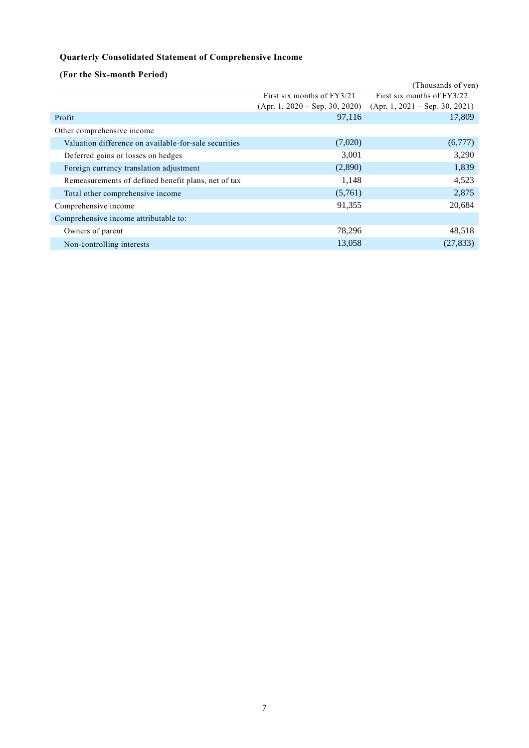**Quarterly Consolidated Statement of Comprehensive Income**

**(For the Six-month Period)**

(Thousands of yen)

| | First six months of FY3/21 (Apr. 1, 2020 – Sep. 30, 2020) | First six months of FY3/22 (Apr. 1, 2021 – Sep. 30, 2021) |
|---|---|---|
| Profit | 97,116 | 17,809 |
| Other comprehensive income | | |
| Valuation difference on available-for-sale securities | (7,020) | (6,777) |
| Deferred gains or losses on hedges | 3,001 | 3,290 |
| Foreign currency translation adjustment | (2,890) | 1,839 |
| Remeasurements of defined benefit plans, net of tax | 1,148 | 4,523 |
| Total other comprehensive income | (5,761) | 2,875 |
| Comprehensive income | 91,355 | 20,684 |
| Comprehensive income attributable to: | | |
| Owners of parent | 78,296 | 48,518 |
| Non-controlling interests | 13,058 | (27,833) |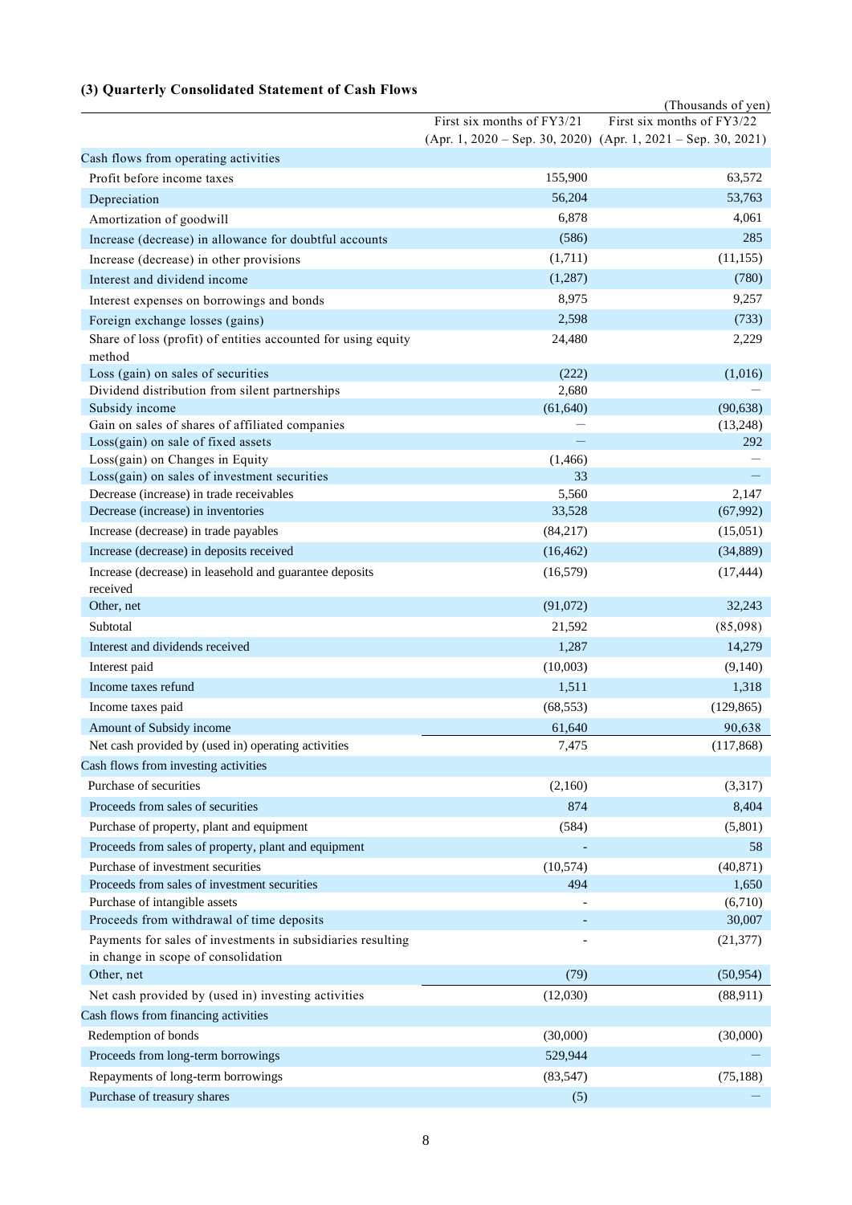### (3) Quarterly Consolidated Statement of Cash Flows

(Thousands of yen)

| | First six months of FY3/21 (Apr. 1, 2020 – Sep. 30, 2020) | First six months of FY3/22 (Apr. 1, 2021 – Sep. 30, 2021) |
|---|---|---|
| Cash flows from operating activities | | |
| Profit before income taxes | 155,900 | 63,572 |
| Depreciation | 56,204 | 53,763 |
| Amortization of goodwill | 6,878 | 4,061 |
| Increase (decrease) in allowance for doubtful accounts | (586) | 285 |
| Increase (decrease) in other provisions | (1,711) | (11,155) |
| Interest and dividend income | (1,287) | (780) |
| Interest expenses on borrowings and bonds | 8,975 | 9,257 |
| Foreign exchange losses (gains) | 2,598 | (733) |
| Share of loss (profit) of entities accounted for using equity method | 24,480 | 2,229 |
| Loss (gain) on sales of securities | (222) | (1,016) |
| Dividend distribution from silent partnerships | 2,680 | — |
| Subsidy income | (61,640) | (90,638) |
| Gain on sales of shares of affiliated companies | — | (13,248) |
| Loss(gain) on sale of fixed assets | — | 292 |
| Loss(gain) on Changes in Equity | (1,466) | — |
| Loss(gain) on sales of investment securities | 33 | — |
| Decrease (increase) in trade receivables | 5,560 | 2,147 |
| Decrease (increase) in inventories | 33,528 | (67,992) |
| Increase (decrease) in trade payables | (84,217) | (15,051) |
| Increase (decrease) in deposits received | (16,462) | (34,889) |
| Increase (decrease) in leasehold and guarantee deposits received | (16,579) | (17,444) |
| Other, net | (91,072) | 32,243 |
| Subtotal | 21,592 | (85,098) |
| Interest and dividends received | 1,287 | 14,279 |
| Interest paid | (10,003) | (9,140) |
| Income taxes refund | 1,511 | 1,318 |
| Income taxes paid | (68,553) | (129,865) |
| Amount of Subsidy income | 61,640 | 90,638 |
| Net cash provided by (used in) operating activities | 7,475 | (117,868) |
| Cash flows from investing activities | | |
| Purchase of securities | (2,160) | (3,317) |
| Proceeds from sales of securities | 874 | 8,404 |
| Purchase of property, plant and equipment | (584) | (5,801) |
| Proceeds from sales of property, plant and equipment | - | 58 |
| Purchase of investment securities | (10,574) | (40,871) |
| Proceeds from sales of investment securities | 494 | 1,650 |
| Purchase of intangible assets | - | (6,710) |
| Proceeds from withdrawal of time deposits | - | 30,007 |
| Payments for sales of investments in subsidiaries resulting in change in scope of consolidation | - | (21,377) |
| Other, net | (79) | (50,954) |
| Net cash provided by (used in) investing activities | (12,030) | (88,911) |
| Cash flows from financing activities | | |
| Redemption of bonds | (30,000) | (30,000) |
| Proceeds from long-term borrowings | 529,944 | — |
| Repayments of long-term borrowings | (83,547) | (75,188) |
| Purchase of treasury shares | (5) | — |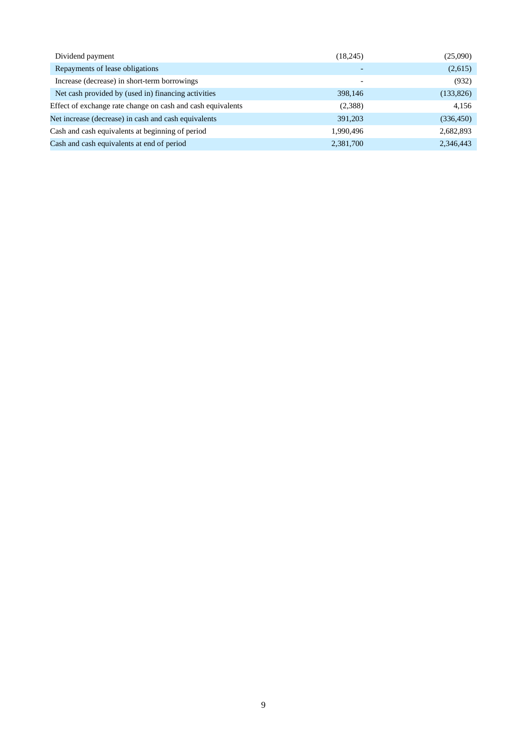| | | |
|---|---|---|
| Dividend payment | (18,245) | (25,090) |
| Repayments of lease obligations | - | (2,615) |
| Increase (decrease) in short-term borrowings | - | (932) |
| Net cash provided by (used in) financing activities | 398,146 | (133,826) |
| Effect of exchange rate change on cash and cash equivalents | (2,388) | 4,156 |
| Net increase (decrease) in cash and cash equivalents | 391,203 | (336,450) |
| Cash and cash equivalents at beginning of period | 1,990,496 | 2,682,893 |
| Cash and cash equivalents at end of period | 2,381,700 | 2,346,443 |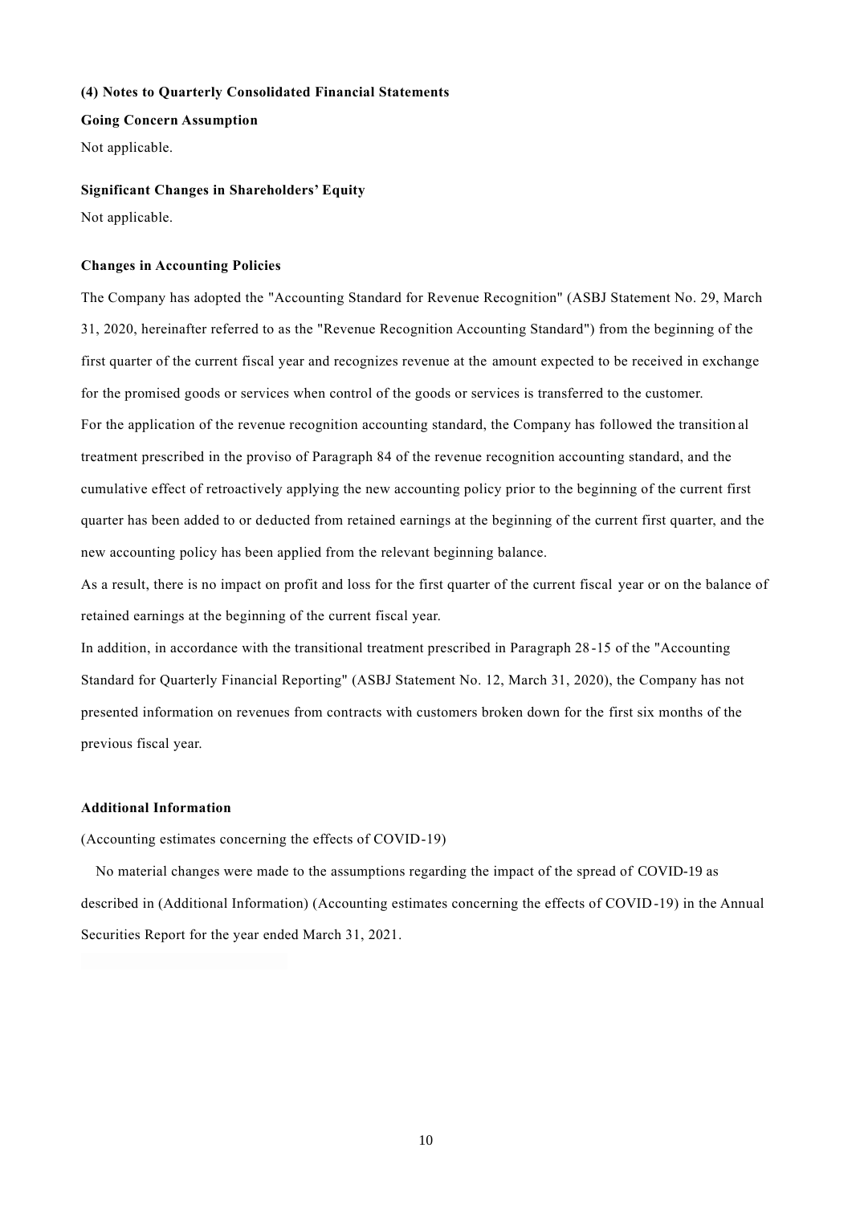### (4) Notes to Quarterly Consolidated Financial Statements

**Going Concern Assumption**

Not applicable.

**Significant Changes in Shareholders' Equity**

Not applicable.

**Changes in Accounting Policies**

The Company has adopted the "Accounting Standard for Revenue Recognition" (ASBJ Statement No. 29, March 31, 2020, hereinafter referred to as the "Revenue Recognition Accounting Standard") from the beginning of the first quarter of the current fiscal year and recognizes revenue at the amount expected to be received in exchange for the promised goods or services when control of the goods or services is transferred to the customer.

For the application of the revenue recognition accounting standard, the Company has followed the transitional treatment prescribed in the proviso of Paragraph 84 of the revenue recognition accounting standard, and the cumulative effect of retroactively applying the new accounting policy prior to the beginning of the current first quarter has been added to or deducted from retained earnings at the beginning of the current first quarter, and the new accounting policy has been applied from the relevant beginning balance.

As a result, there is no impact on profit and loss for the first quarter of the current fiscal year or on the balance of retained earnings at the beginning of the current fiscal year.

In addition, in accordance with the transitional treatment prescribed in Paragraph 28-15 of the "Accounting Standard for Quarterly Financial Reporting" (ASBJ Statement No. 12, March 31, 2020), the Company has not presented information on revenues from contracts with customers broken down for the first six months of the previous fiscal year.

**Additional Information**

(Accounting estimates concerning the effects of COVID-19)

No material changes were made to the assumptions regarding the impact of the spread of COVID-19 as described in (Additional Information) (Accounting estimates concerning the effects of COVID-19) in the Annual Securities Report for the year ended March 31, 2021.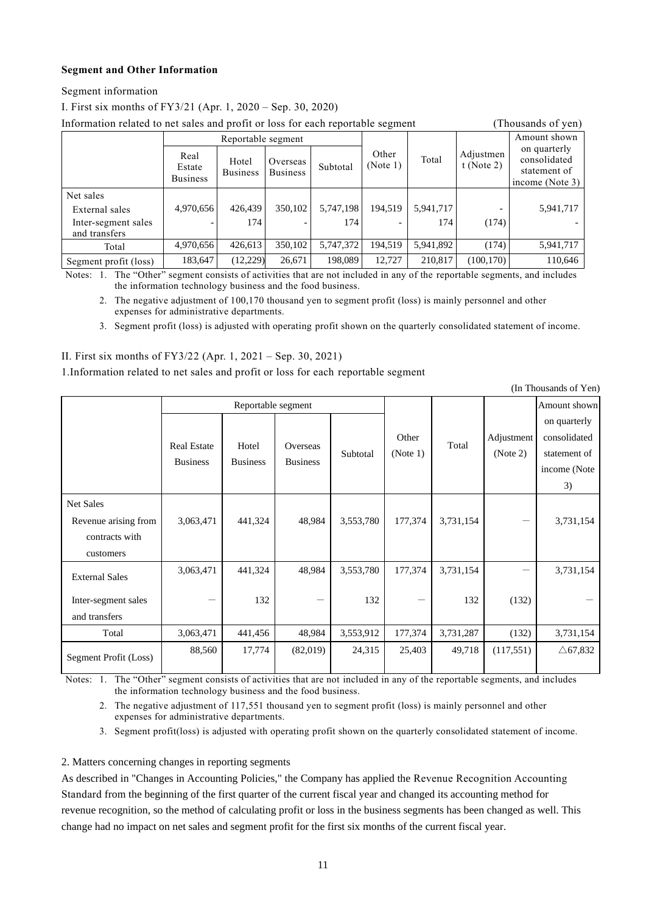**Segment and Other Information**

Segment information

I. First six months of FY3/21 (Apr. 1, 2020 – Sep. 30, 2020)

Information related to net sales and profit or loss for each reportable segment (Thousands of yen)

| | Reportable segment | | | | Other (Note 1) | Total | Adjustment (Note 2) | Amount shown on quarterly consolidated statement of income (Note 3) |
|---|---|---|---|---|---|---|---|---|
| | Real Estate Business | Hotel Business | Overseas Business | Subtotal | | | | |
| Net sales | | | | | | | | |
| External sales | 4,970,656 | 426,439 | 350,102 | 5,747,198 | 194,519 | 5,941,717 | - | 5,941,717 |
| Inter-segment sales and transfers | - | 174 | - | 174 | - | 174 | (174) | - |
| Total | 4,970,656 | 426,613 | 350,102 | 5,747,372 | 194,519 | 5,941,892 | (174) | 5,941,717 |
| Segment profit (loss) | 183,647 | (12,229) | 26,671 | 198,089 | 12,727 | 210,817 | (100,170) | 110,646 |

Notes: 1. The "Other" segment consists of activities that are not included in any of the reportable segments, and includes the information technology business and the food business.

2. The negative adjustment of 100,170 thousand yen to segment profit (loss) is mainly personnel and other expenses for administrative departments.

3. Segment profit (loss) is adjusted with operating profit shown on the quarterly consolidated statement of income.

II. First six months of FY3/22 (Apr. 1, 2021 – Sep. 30, 2021)

1.Information related to net sales and profit or loss for each reportable segment

(In Thousands of Yen)

| | Reportable segment | | | | Other (Note 1) | Total | Adjustment (Note 2) | Amount shown on quarterly consolidated statement of income (Note 3) |
|---|---|---|---|---|---|---|---|---|
| | Real Estate Business | Hotel Business | Overseas Business | Subtotal | | | | |
| Net Sales | | | | | | | | |
| Revenue arising from contracts with customers | 3,063,471 | 441,324 | 48,984 | 3,553,780 | 177,374 | 3,731,154 | — | 3,731,154 |
| External Sales | 3,063,471 | 441,324 | 48,984 | 3,553,780 | 177,374 | 3,731,154 | — | 3,731,154 |
| Inter-segment sales and transfers | — | 132 | — | 132 | — | 132 | (132) | — |
| Total | 3,063,471 | 441,456 | 48,984 | 3,553,912 | 177,374 | 3,731,287 | (132) | 3,731,154 |
| Segment Profit (Loss) | 88,560 | 17,774 | (82,019) | 24,315 | 25,403 | 49,718 | (117,551) | △67,832 |

Notes: 1. The "Other" segment consists of activities that are not included in any of the reportable segments, and includes the information technology business and the food business.

2. The negative adjustment of 117,551 thousand yen to segment profit (loss) is mainly personnel and other expenses for administrative departments.

3. Segment profit(loss) is adjusted with operating profit shown on the quarterly consolidated statement of income.

2. Matters concerning changes in reporting segments

As described in "Changes in Accounting Policies," the Company has applied the Revenue Recognition Accounting Standard from the beginning of the first quarter of the current fiscal year and changed its accounting method for revenue recognition, so the method of calculating profit or loss in the business segments has been changed as well. This change had no impact on net sales and segment profit for the first six months of the current fiscal year.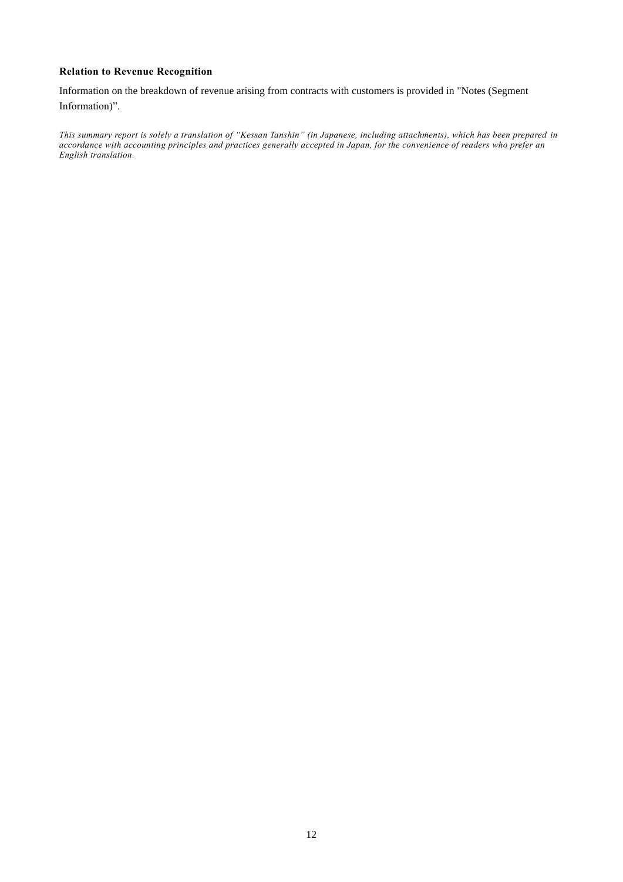**Relation to Revenue Recognition**

Information on the breakdown of revenue arising from contracts with customers is provided in "Notes (Segment Information)".

*This summary report is solely a translation of "Kessan Tanshin" (in Japanese, including attachments), which has been prepared in accordance with accounting principles and practices generally accepted in Japan, for the convenience of readers who prefer an English translation.*